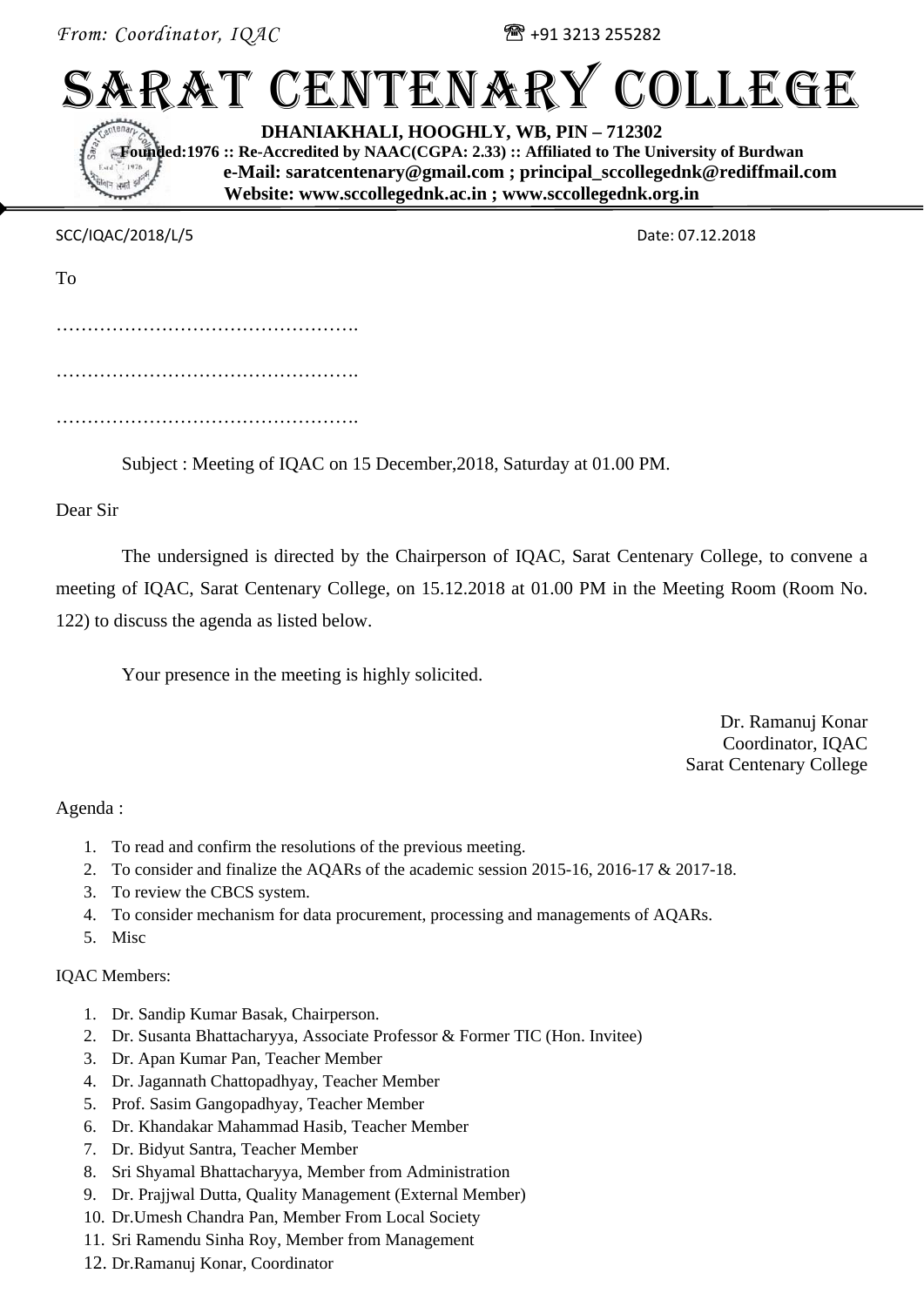*From: Coordinator, IQAC* ☎ +91 3213 255282

# SARAT CENTENARY COLLEGE

**DHANIAKHALI, HOOGHLY, WB, PIN – 712302**
**Founded:1976 :: Re-Accredited by NAAC(CGPA: 2.33) :: Affiliated to The University of Burdwan**
**e-Mail: saratcentenary@gmail.com ; principal_sccollegednk@rediffmail.com**
**Website: www.sccollegednk.ac.in ; www.sccollegednk.org.in**

SCC/IQAC/2018/L/5 Date: 07.12.2018

To

………………………………………….

………………………………………….

………………………………………….

Subject : Meeting of IQAC on 15 December,2018, Saturday at 01.00 PM.

Dear Sir

The undersigned is directed by the Chairperson of IQAC, Sarat Centenary College, to convene a meeting of IQAC, Sarat Centenary College, on 15.12.2018 at 01.00 PM in the Meeting Room (Room No. 122) to discuss the agenda as listed below.

Your presence in the meeting is highly solicited.

Dr. Ramanuj Konar
Coordinator, IQAC
Sarat Centenary College

Agenda :

1. To read and confirm the resolutions of the previous meeting.
2. To consider and finalize the AQARs of the academic session 2015-16, 2016-17 & 2017-18.
3. To review the CBCS system.
4. To consider mechanism for data procurement, processing and managements of AQARs.
5. Misc

IQAC Members:

1. Dr. Sandip Kumar Basak, Chairperson.
2. Dr. Susanta Bhattacharyya, Associate Professor & Former TIC (Hon. Invitee)
3. Dr. Apan Kumar Pan, Teacher Member
4. Dr. Jagannath Chattopadhyay, Teacher Member
5. Prof. Sasim Gangopadhyay, Teacher Member
6. Dr. Khandakar Mahammad Hasib, Teacher Member
7. Dr. Bidyut Santra, Teacher Member
8. Sri Shyamal Bhattacharyya, Member from Administration
9. Dr. Prajjwal Dutta, Quality Management (External Member)
10. Dr.Umesh Chandra Pan, Member From Local Society
11. Sri Ramendu Sinha Roy, Member from Management
12. Dr.Ramanuj Konar, Coordinator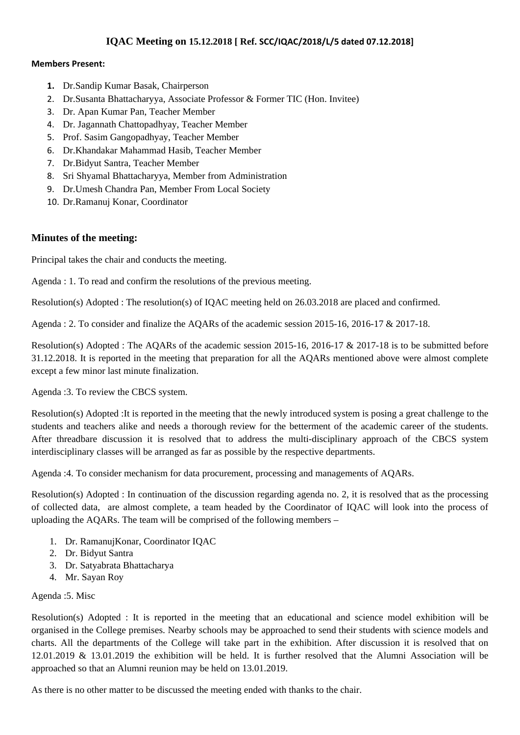## IQAC Meeting on 15.12.2018 [ Ref. SCC/IQAC/2018/L/5 dated 07.12.2018]

**Members Present:**

1. Dr.Sandip Kumar Basak, Chairperson
2. Dr.Susanta Bhattacharyya, Associate Professor & Former TIC (Hon. Invitee)
3. Dr. Apan Kumar Pan, Teacher Member
4. Dr. Jagannath Chattopadhyay, Teacher Member
5. Prof. Sasim Gangopadhyay, Teacher Member
6. Dr.Khandakar Mahammad Hasib, Teacher Member
7. Dr.Bidyut Santra, Teacher Member
8. Sri Shyamal Bhattacharyya, Member from Administration
9. Dr.Umesh Chandra Pan, Member From Local Society
10. Dr.Ramanuj Konar, Coordinator

### Minutes of the meeting:

Principal takes the chair and conducts the meeting.

Agenda : 1. To read and confirm the resolutions of the previous meeting.

Resolution(s) Adopted : The resolution(s) of IQAC meeting held on 26.03.2018 are placed and confirmed.

Agenda : 2. To consider and finalize the AQARs of the academic session 2015-16, 2016-17 & 2017-18.

Resolution(s) Adopted : The AQARs of the academic session 2015-16, 2016-17 & 2017-18 is to be submitted before 31.12.2018. It is reported in the meeting that preparation for all the AQARs mentioned above were almost complete except a few minor last minute finalization.

Agenda :3. To review the CBCS system.

Resolution(s) Adopted :It is reported in the meeting that the newly introduced system is posing a great challenge to the students and teachers alike and needs a thorough review for the betterment of the academic career of the students. After threadbare discussion it is resolved that to address the multi-disciplinary approach of the CBCS system interdisciplinary classes will be arranged as far as possible by the respective departments.

Agenda :4. To consider mechanism for data procurement, processing and managements of AQARs.

Resolution(s) Adopted : In continuation of the discussion regarding agenda no. 2, it is resolved that as the processing of collected data, are almost complete, a team headed by the Coordinator of IQAC will look into the process of uploading the AQARs. The team will be comprised of the following members –

1. Dr. RamanujKonar, Coordinator IQAC
2. Dr. Bidyut Santra
3. Dr. Satyabrata Bhattacharya
4. Mr. Sayan Roy

Agenda :5. Misc

Resolution(s) Adopted : It is reported in the meeting that an educational and science model exhibition will be organised in the College premises. Nearby schools may be approached to send their students with science models and charts. All the departments of the College will take part in the exhibition. After discussion it is resolved that on 12.01.2019 & 13.01.2019 the exhibition will be held. It is further resolved that the Alumni Association will be approached so that an Alumni reunion may be held on 13.01.2019.

As there is no other matter to be discussed the meeting ended with thanks to the chair.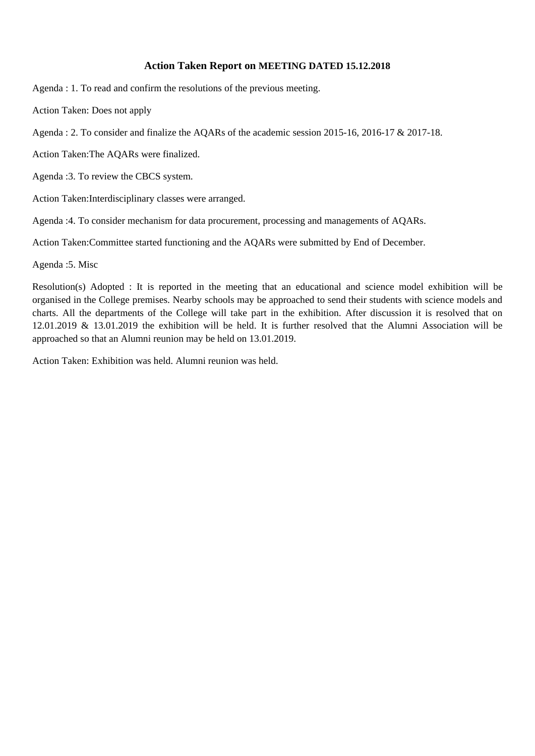### Action Taken Report on MEETING DATED 15.12.2018

Agenda : 1. To read and confirm the resolutions of the previous meeting.

Action Taken: Does not apply

Agenda : 2. To consider and finalize the AQARs of the academic session 2015-16, 2016-17 & 2017-18.

Action Taken:The AQARs were finalized.

Agenda :3. To review the CBCS system.

Action Taken:Interdisciplinary classes were arranged.

Agenda :4. To consider mechanism for data procurement, processing and managements of AQARs.

Action Taken:Committee started functioning and the AQARs were submitted by End of December.

Agenda :5. Misc

Resolution(s) Adopted : It is reported in the meeting that an educational and science model exhibition will be organised in the College premises. Nearby schools may be approached to send their students with science models and charts. All the departments of the College will take part in the exhibition. After discussion it is resolved that on 12.01.2019 & 13.01.2019 the exhibition will be held. It is further resolved that the Alumni Association will be approached so that an Alumni reunion may be held on 13.01.2019.

Action Taken: Exhibition was held. Alumni reunion was held.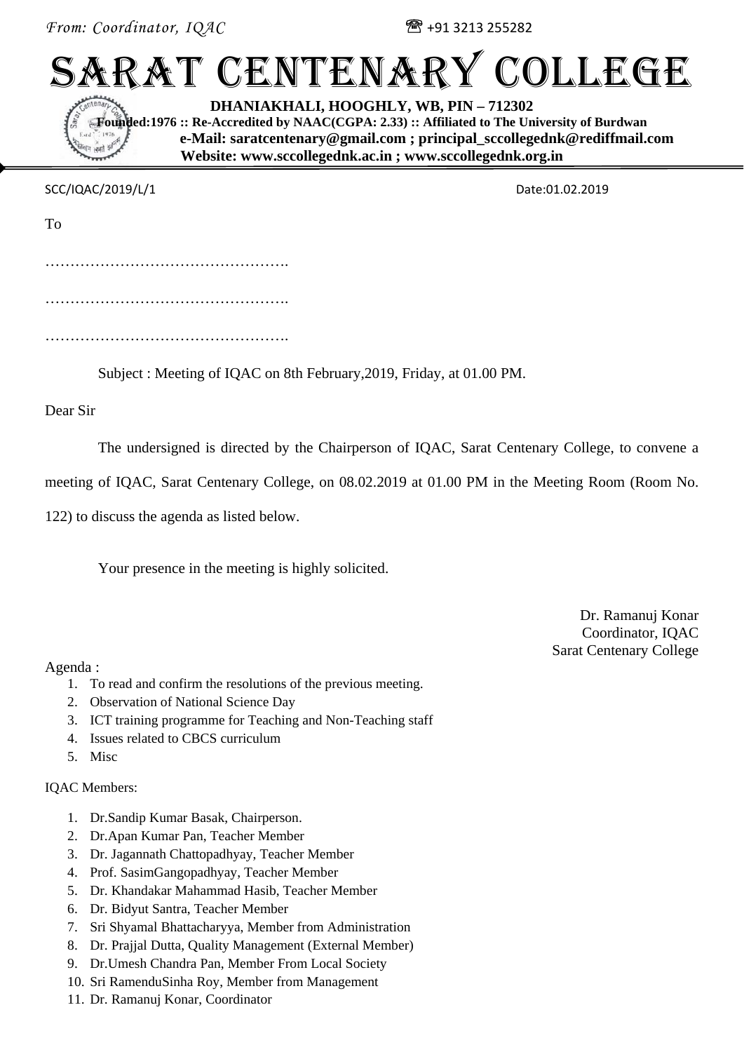*From: Coordinator, IQAC* ☎ +91 3213 255282

# SARAT CENTENARY COLLEGE

**DHANIAKHALI, HOOGHLY, WB, PIN – 712302**
**Founded:1976 :: Re-Accredited by NAAC(CGPA: 2.33) :: Affiliated to The University of Burdwan**
**e-Mail: saratcentenary@gmail.com ; principal_sccollegednk@rediffmail.com**
**Website: www.sccollegednk.ac.in ; www.sccollegednk.org.in**

SCC/IQAC/2019/L/1 Date:01.02.2019

To

………………………………………….

………………………………………….

………………………………………….

Subject : Meeting of IQAC on 8th February,2019, Friday, at 01.00 PM.

Dear Sir

The undersigned is directed by the Chairperson of IQAC, Sarat Centenary College, to convene a meeting of IQAC, Sarat Centenary College, on 08.02.2019 at 01.00 PM in the Meeting Room (Room No. 122) to discuss the agenda as listed below.

Your presence in the meeting is highly solicited.

Dr. Ramanuj Konar
Coordinator, IQAC
Sarat Centenary College

Agenda :

1. To read and confirm the resolutions of the previous meeting.
2. Observation of National Science Day
3. ICT training programme for Teaching and Non-Teaching staff
4. Issues related to CBCS curriculum
5. Misc

IQAC Members:

1. Dr.Sandip Kumar Basak, Chairperson.
2. Dr.Apan Kumar Pan, Teacher Member
3. Dr. Jagannath Chattopadhyay, Teacher Member
4. Prof. SasimGangopadhyay, Teacher Member
5. Dr. Khandakar Mahammad Hasib, Teacher Member
6. Dr. Bidyut Santra, Teacher Member
7. Sri Shyamal Bhattacharyya, Member from Administration
8. Dr. Prajjal Dutta, Quality Management (External Member)
9. Dr.Umesh Chandra Pan, Member From Local Society
10. Sri RamenduSinha Roy, Member from Management
11. Dr. Ramanuj Konar, Coordinator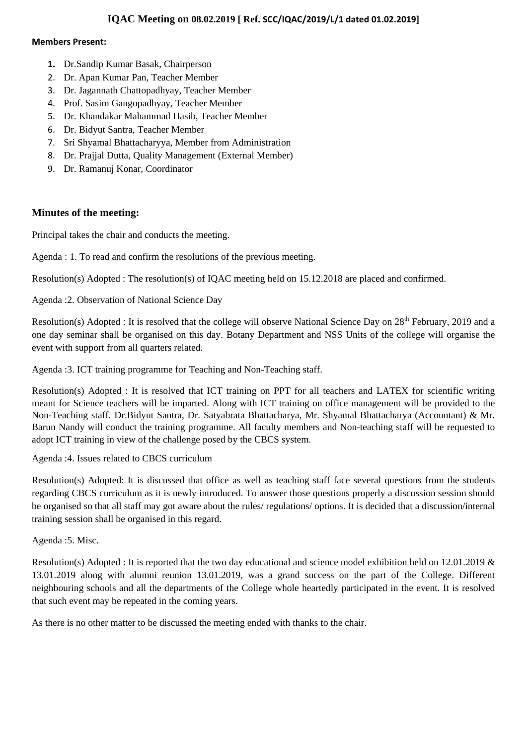# IQAC Meeting on 08.02.2019 [ Ref. SCC/IQAC/2019/L/1 dated 01.02.2019]

**Members Present:**

1. Dr.Sandip Kumar Basak, Chairperson
2. Dr. Apan Kumar Pan, Teacher Member
3. Dr. Jagannath Chattopadhyay, Teacher Member
4. Prof. Sasim Gangopadhyay, Teacher Member
5. Dr. Khandakar Mahammad Hasib, Teacher Member
6. Dr. Bidyut Santra, Teacher Member
7. Sri Shyamal Bhattacharyya, Member from Administration
8. Dr. Prajjal Dutta, Quality Management (External Member)
9. Dr. Ramanuj Konar, Coordinator

## Minutes of the meeting:

Principal takes the chair and conducts the meeting.

Agenda : 1. To read and confirm the resolutions of the previous meeting.

Resolution(s) Adopted : The resolution(s) of IQAC meeting held on 15.12.2018 are placed and confirmed.

Agenda :2. Observation of National Science Day

Resolution(s) Adopted : It is resolved that the college will observe National Science Day on 28th February, 2019 and a one day seminar shall be organised on this day. Botany Department and NSS Units of the college will organise the event with support from all quarters related.

Agenda :3. ICT training programme for Teaching and Non-Teaching staff.

Resolution(s) Adopted : It is resolved that ICT training on PPT for all teachers and LATEX for scientific writing meant for Science teachers will be imparted. Along with ICT training on office management will be provided to the Non-Teaching staff. Dr.Bidyut Santra, Dr. Satyabrata Bhattacharya, Mr. Shyamal Bhattacharya (Accountant) & Mr. Barun Nandy will conduct the training programme. All faculty members and Non-teaching staff will be requested to adopt ICT training in view of the challenge posed by the CBCS system.

Agenda :4. Issues related to CBCS curriculum

Resolution(s) Adopted: It is discussed that office as well as teaching staff face several questions from the students regarding CBCS curriculum as it is newly introduced. To answer those questions properly a discussion session should be organised so that all staff may got aware about the rules/ regulations/ options. It is decided that a discussion/internal training session shall be organised in this regard.

Agenda :5. Misc.

Resolution(s) Adopted : It is reported that the two day educational and science model exhibition held on 12.01.2019 & 13.01.2019 along with alumni reunion 13.01.2019, was a grand success on the part of the College. Different neighbouring schools and all the departments of the College whole heartedly participated in the event. It is resolved that such event may be repeated in the coming years.

As there is no other matter to be discussed the meeting ended with thanks to the chair.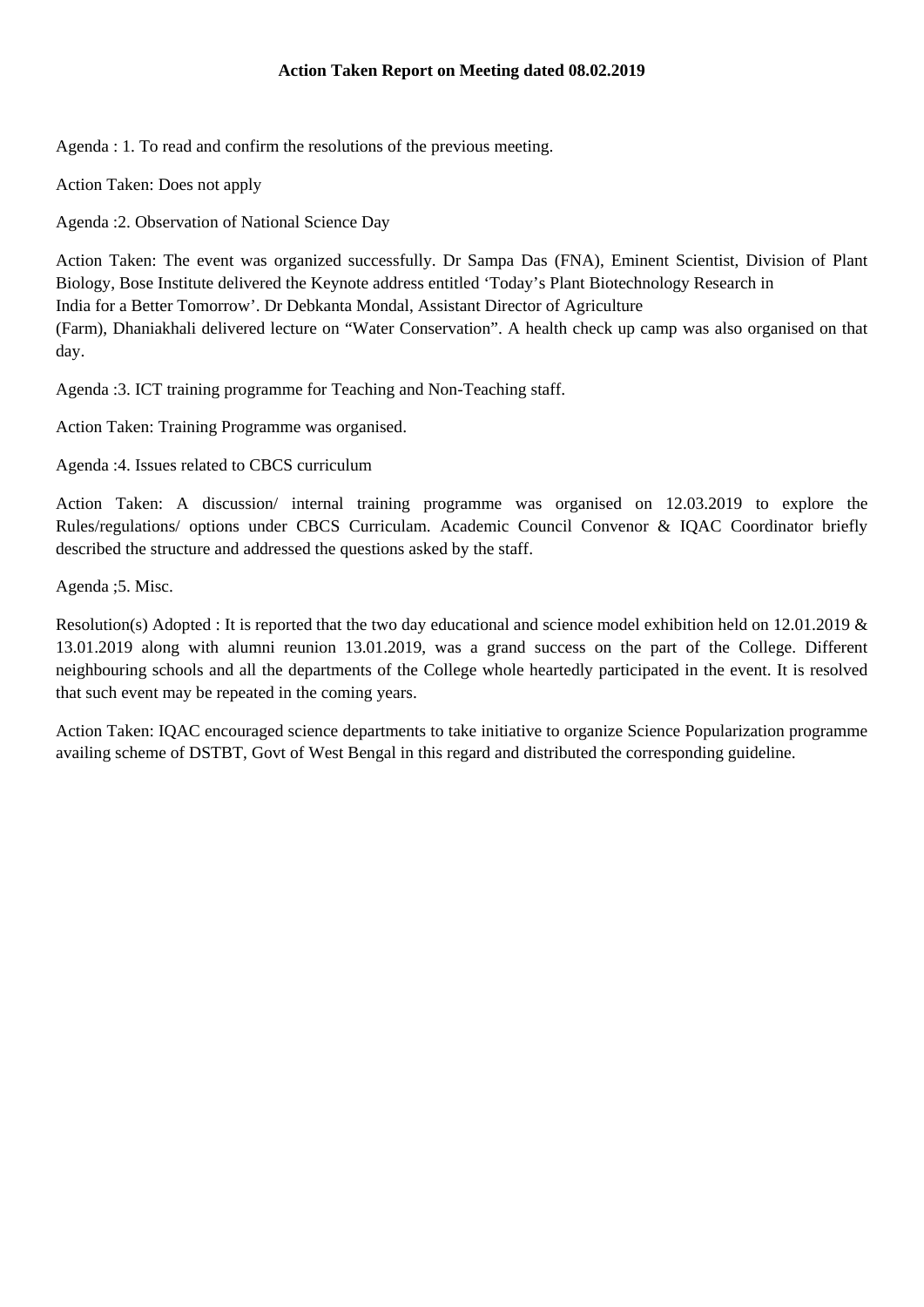**Action Taken Report on Meeting dated 08.02.2019**

Agenda : 1. To read and confirm the resolutions of the previous meeting.

Action Taken: Does not apply

Agenda :2. Observation of National Science Day

Action Taken: The event was organized successfully. Dr Sampa Das (FNA), Eminent Scientist, Division of Plant Biology, Bose Institute delivered the Keynote address entitled 'Today's Plant Biotechnology Research in India for a Better Tomorrow'. Dr Debkanta Mondal, Assistant Director of Agriculture (Farm), Dhaniakhali delivered lecture on "Water Conservation". A health check up camp was also organised on that day.

Agenda :3. ICT training programme for Teaching and Non-Teaching staff.

Action Taken: Training Programme was organised.

Agenda :4. Issues related to CBCS curriculum

Action Taken: A discussion/ internal training programme was organised on 12.03.2019 to explore the Rules/regulations/ options under CBCS Curriculam. Academic Council Convenor & IQAC Coordinator briefly described the structure and addressed the questions asked by the staff.

Agenda ;5. Misc.

Resolution(s) Adopted : It is reported that the two day educational and science model exhibition held on 12.01.2019 & 13.01.2019 along with alumni reunion 13.01.2019, was a grand success on the part of the College. Different neighbouring schools and all the departments of the College whole heartedly participated in the event. It is resolved that such event may be repeated in the coming years.

Action Taken: IQAC encouraged science departments to take initiative to organize Science Popularization programme availing scheme of DSTBT, Govt of West Bengal in this regard and distributed the corresponding guideline.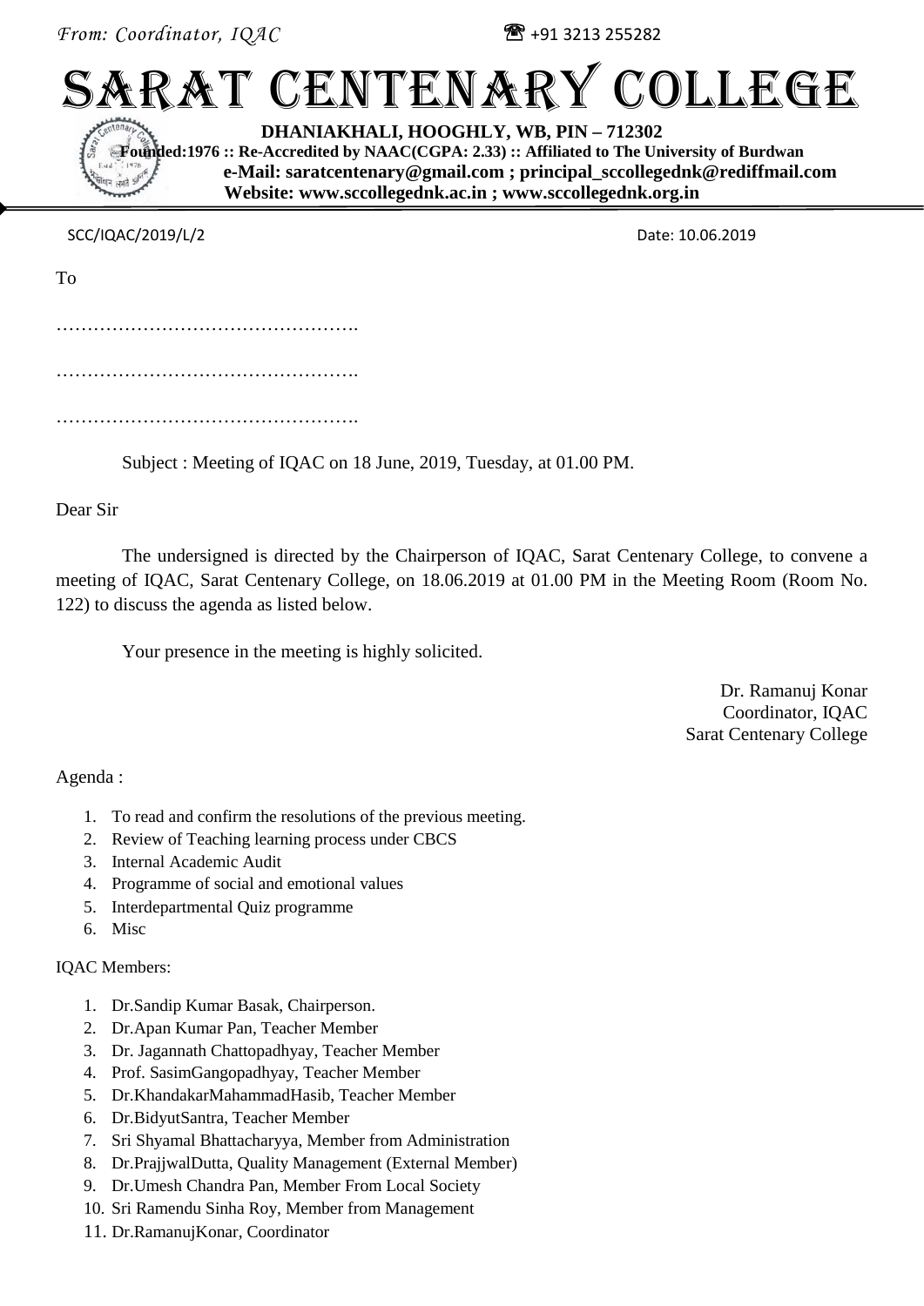*From: Coordinator, IQAC* ☎ +91 3213 255282

# SARAT CENTENARY COLLEGE

**DHANIAKHALI, HOOGHLY, WB, PIN – 712302**
**Founded:1976 :: Re-Accredited by NAAC(CGPA: 2.33) :: Affiliated to The University of Burdwan**
**e-Mail: saratcentenary@gmail.com ; principal_sccollegednk@rediffmail.com**
**Website: www.sccollegednk.ac.in ; www.sccollegednk.org.in**

SCC/IQAC/2019/L/2 Date: 10.06.2019

To

………………………………………….

………………………………………….

………………………………………….

Subject : Meeting of IQAC on 18 June, 2019, Tuesday, at 01.00 PM.

Dear Sir

The undersigned is directed by the Chairperson of IQAC, Sarat Centenary College, to convene a meeting of IQAC, Sarat Centenary College, on 18.06.2019 at 01.00 PM in the Meeting Room (Room No. 122) to discuss the agenda as listed below.

Your presence in the meeting is highly solicited.

Dr. Ramanuj Konar
Coordinator, IQAC
Sarat Centenary College

Agenda :

1. To read and confirm the resolutions of the previous meeting.
2. Review of Teaching learning process under CBCS
3. Internal Academic Audit
4. Programme of social and emotional values
5. Interdepartmental Quiz programme
6. Misc

IQAC Members:

1. Dr.Sandip Kumar Basak, Chairperson.
2. Dr.Apan Kumar Pan, Teacher Member
3. Dr. Jagannath Chattopadhyay, Teacher Member
4. Prof. SasimGangopadhyay, Teacher Member
5. Dr.KhandakarMahammadHasib, Teacher Member
6. Dr.BidyutSantra, Teacher Member
7. Sri Shyamal Bhattacharyya, Member from Administration
8. Dr.PrajjwalDutta, Quality Management (External Member)
9. Dr.Umesh Chandra Pan, Member From Local Society
10. Sri Ramendu Sinha Roy, Member from Management
11. Dr.RamanujKonar, Coordinator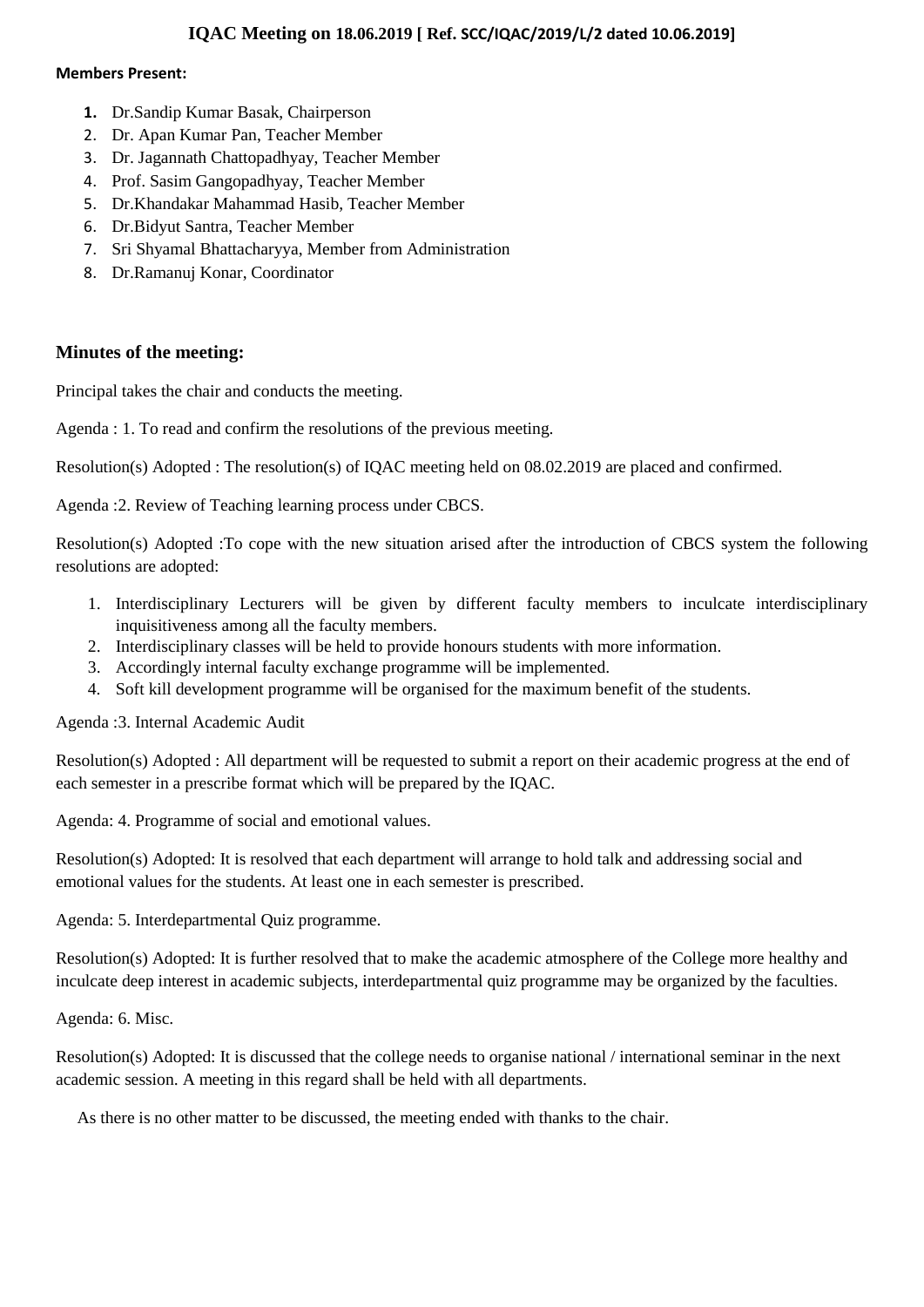# IQAC Meeting on 18.06.2019 [ Ref. SCC/IQAC/2019/L/2 dated 10.06.2019]

**Members Present:**

1. Dr.Sandip Kumar Basak, Chairperson
2. Dr. Apan Kumar Pan, Teacher Member
3. Dr. Jagannath Chattopadhyay, Teacher Member
4. Prof. Sasim Gangopadhyay, Teacher Member
5. Dr.Khandakar Mahammad Hasib, Teacher Member
6. Dr.Bidyut Santra, Teacher Member
7. Sri Shyamal Bhattacharyya, Member from Administration
8. Dr.Ramanuj Konar, Coordinator

## Minutes of the meeting:

Principal takes the chair and conducts the meeting.

Agenda : 1. To read and confirm the resolutions of the previous meeting.

Resolution(s) Adopted : The resolution(s) of IQAC meeting held on 08.02.2019 are placed and confirmed.

Agenda :2. Review of Teaching learning process under CBCS.

Resolution(s) Adopted :To cope with the new situation arised after the introduction of CBCS system the following resolutions are adopted:

1. Interdisciplinary Lecturers will be given by different faculty members to inculcate interdisciplinary inquisitiveness among all the faculty members.
2. Interdisciplinary classes will be held to provide honours students with more information.
3. Accordingly internal faculty exchange programme will be implemented.
4. Soft kill development programme will be organised for the maximum benefit of the students.

Agenda :3. Internal Academic Audit

Resolution(s) Adopted : All department will be requested to submit a report on their academic progress at the end of each semester in a prescribe format which will be prepared by the IQAC.

Agenda: 4. Programme of social and emotional values.

Resolution(s) Adopted: It is resolved that each department will arrange to hold talk and addressing social and emotional values for the students. At least one in each semester is prescribed.

Agenda: 5. Interdepartmental Quiz programme.

Resolution(s) Adopted: It is further resolved that to make the academic atmosphere of the College more healthy and inculcate deep interest in academic subjects, interdepartmental quiz programme may be organized by the faculties.

Agenda: 6. Misc.

Resolution(s) Adopted: It is discussed that the college needs to organise national / international seminar in the next academic session. A meeting in this regard shall be held with all departments.

As there is no other matter to be discussed, the meeting ended with thanks to the chair.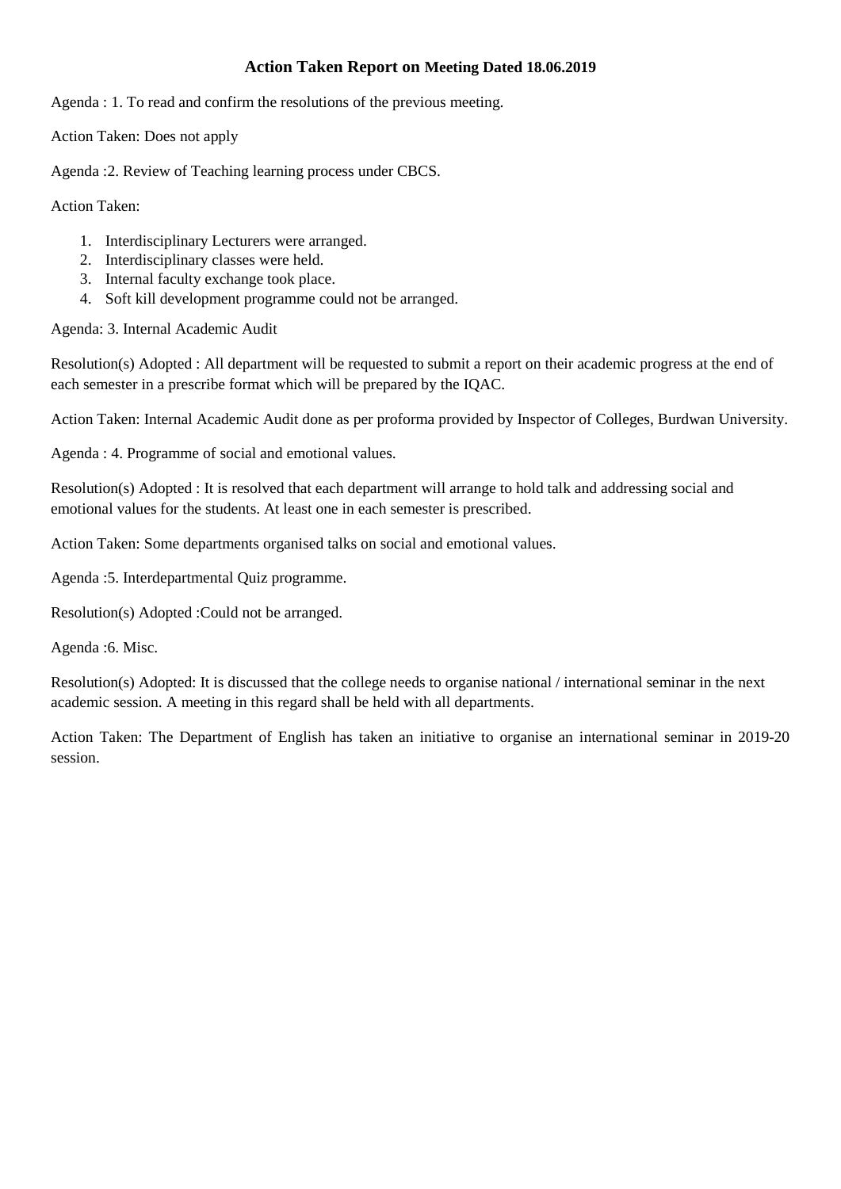## Action Taken Report on Meeting Dated 18.06.2019

Agenda : 1. To read and confirm the resolutions of the previous meeting.

Action Taken: Does not apply

Agenda :2. Review of Teaching learning process under CBCS.

Action Taken:

1. Interdisciplinary Lecturers were arranged.
2. Interdisciplinary classes were held.
3. Internal faculty exchange took place.
4. Soft kill development programme could not be arranged.

Agenda: 3. Internal Academic Audit

Resolution(s) Adopted : All department will be requested to submit a report on their academic progress at the end of each semester in a prescribe format which will be prepared by the IQAC.

Action Taken: Internal Academic Audit done as per proforma provided by Inspector of Colleges, Burdwan University.

Agenda : 4. Programme of social and emotional values.

Resolution(s) Adopted : It is resolved that each department will arrange to hold talk and addressing social and emotional values for the students. At least one in each semester is prescribed.

Action Taken: Some departments organised talks on social and emotional values.

Agenda :5. Interdepartmental Quiz programme.

Resolution(s) Adopted :Could not be arranged.

Agenda :6. Misc.

Resolution(s) Adopted: It is discussed that the college needs to organise national / international seminar in the next academic session. A meeting in this regard shall be held with all departments.

Action Taken: The Department of English has taken an initiative to organise an international seminar in 2019-20 session.